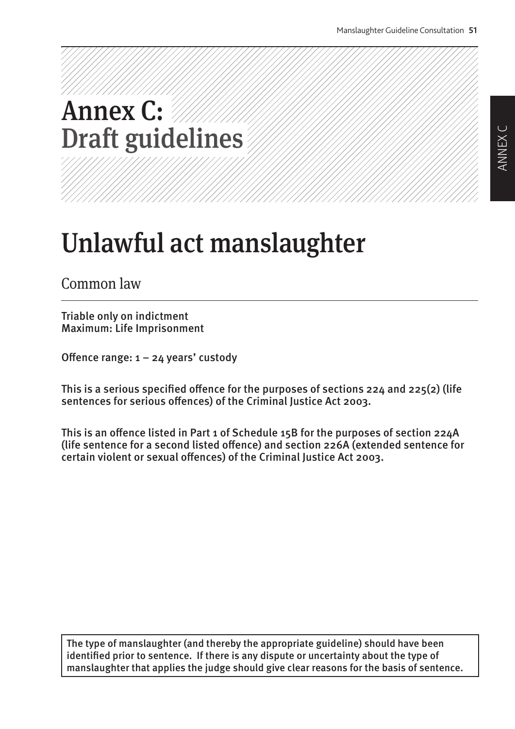# Annex C: Draft guidelines

# Unlawful act manslaughter

## Common law

Triable only on indictment
Maximum: Life Imprisonment

Offence range: 1 – 24 years' custody

This is a serious specified offence for the purposes of sections 224 and 225(2) (life sentences for serious offences) of the Criminal Justice Act 2003.

This is an offence listed in Part 1 of Schedule 15B for the purposes of section 224A (life sentence for a second listed offence) and section 226A (extended sentence for certain violent or sexual offences) of the Criminal Justice Act 2003.

The type of manslaughter (and thereby the appropriate guideline) should have been identified prior to sentence. If there is any dispute or uncertainty about the type of manslaughter that applies the judge should give clear reasons for the basis of sentence.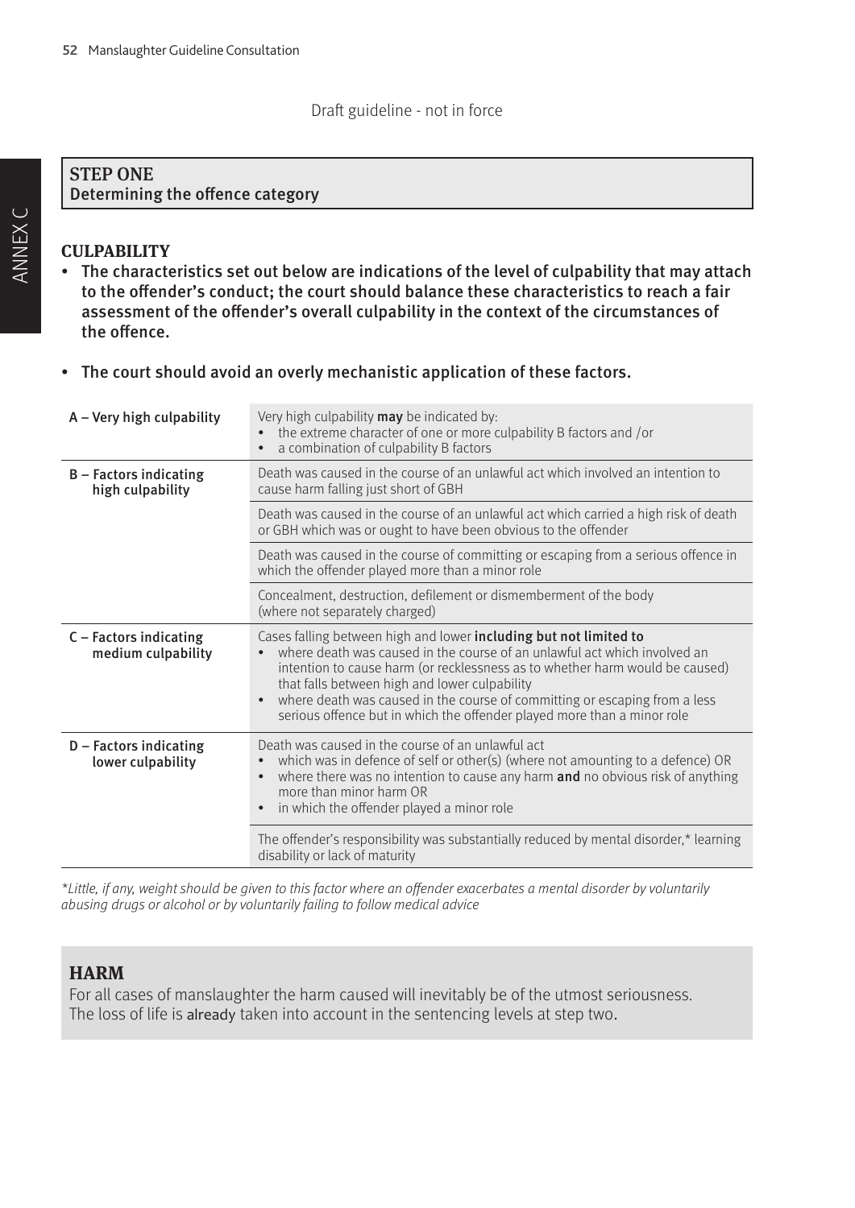Draft guideline - not in force

## STEP ONE
### Determining the offence category

**CULPABILITY**

- **The characteristics set out below are indications of the level of culpability that may attach to the offender's conduct; the court should balance these characteristics to reach a fair assessment of the offender's overall culpability in the context of the circumstances of the offence.**
- **The court should avoid an overly mechanistic application of these factors.**

| | |
|---|---|
| **A – Very high culpability** | Very high culpability **may** be indicated by:<br>• the extreme character of one or more culpability B factors and /or<br>• a combination of culpability B factors |
| **B – Factors indicating high culpability** | Death was caused in the course of an unlawful act which involved an intention to cause harm falling just short of GBH |
| | Death was caused in the course of an unlawful act which carried a high risk of death or GBH which was or ought to have been obvious to the offender |
| | Death was caused in the course of committing or escaping from a serious offence in which the offender played more than a minor role |
| | Concealment, destruction, defilement or dismemberment of the body (where not separately charged) |
| **C – Factors indicating medium culpability** | Cases falling between high and lower **including but not limited to**<br>• where death was caused in the course of an unlawful act which involved an intention to cause harm (or recklessness as to whether harm would be caused) that falls between high and lower culpability<br>• where death was caused in the course of committing or escaping from a less serious offence but in which the offender played more than a minor role |
| **D – Factors indicating lower culpability** | Death was caused in the course of an unlawful act<br>• which was in defence of self or other(s) (where not amounting to a defence) OR<br>• where there was no intention to cause any harm **and** no obvious risk of anything more than minor harm OR<br>• in which the offender played a minor role |
| | The offender's responsibility was substantially reduced by mental disorder,* learning disability or lack of maturity |

*\*Little, if any, weight should be given to this factor where an offender exacerbates a mental disorder by voluntarily abusing drugs or alcohol or by voluntarily failing to follow medical advice*

**HARM**

For all cases of manslaughter the harm caused will inevitably be of the utmost seriousness. The loss of life is already taken into account in the sentencing levels at step two.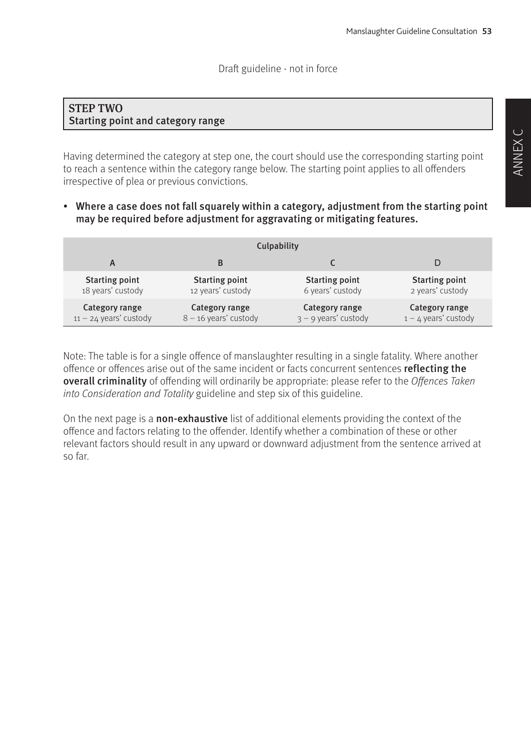Draft guideline - not in force

## STEP TWO
### Starting point and category range

Having determined the category at step one, the court should use the corresponding starting point to reach a sentence within the category range below. The starting point applies to all offenders irrespective of plea or previous convictions.

- **Where a case does not fall squarely within a category, adjustment from the starting point may be required before adjustment for aggravating or mitigating features.**

| Culpability | | | |
|---|---|---|---|
| A | B | C | D |
| **Starting point** 18 years' custody | **Starting point** 12 years' custody | **Starting point** 6 years' custody | **Starting point** 2 years' custody |
| **Category range** 11 – 24 years' custody | **Category range** 8 – 16 years' custody | **Category range** 3 – 9 years' custody | **Category range** 1 – 4 years' custody |

Note: The table is for a single offence of manslaughter resulting in a single fatality. Where another offence or offences arise out of the same incident or facts concurrent sentences **reflecting the overall criminality** of offending will ordinarily be appropriate: please refer to the *Offences Taken into Consideration and Totality* guideline and step six of this guideline.

On the next page is a **non-exhaustive** list of additional elements providing the context of the offence and factors relating to the offender. Identify whether a combination of these or other relevant factors should result in any upward or downward adjustment from the sentence arrived at so far.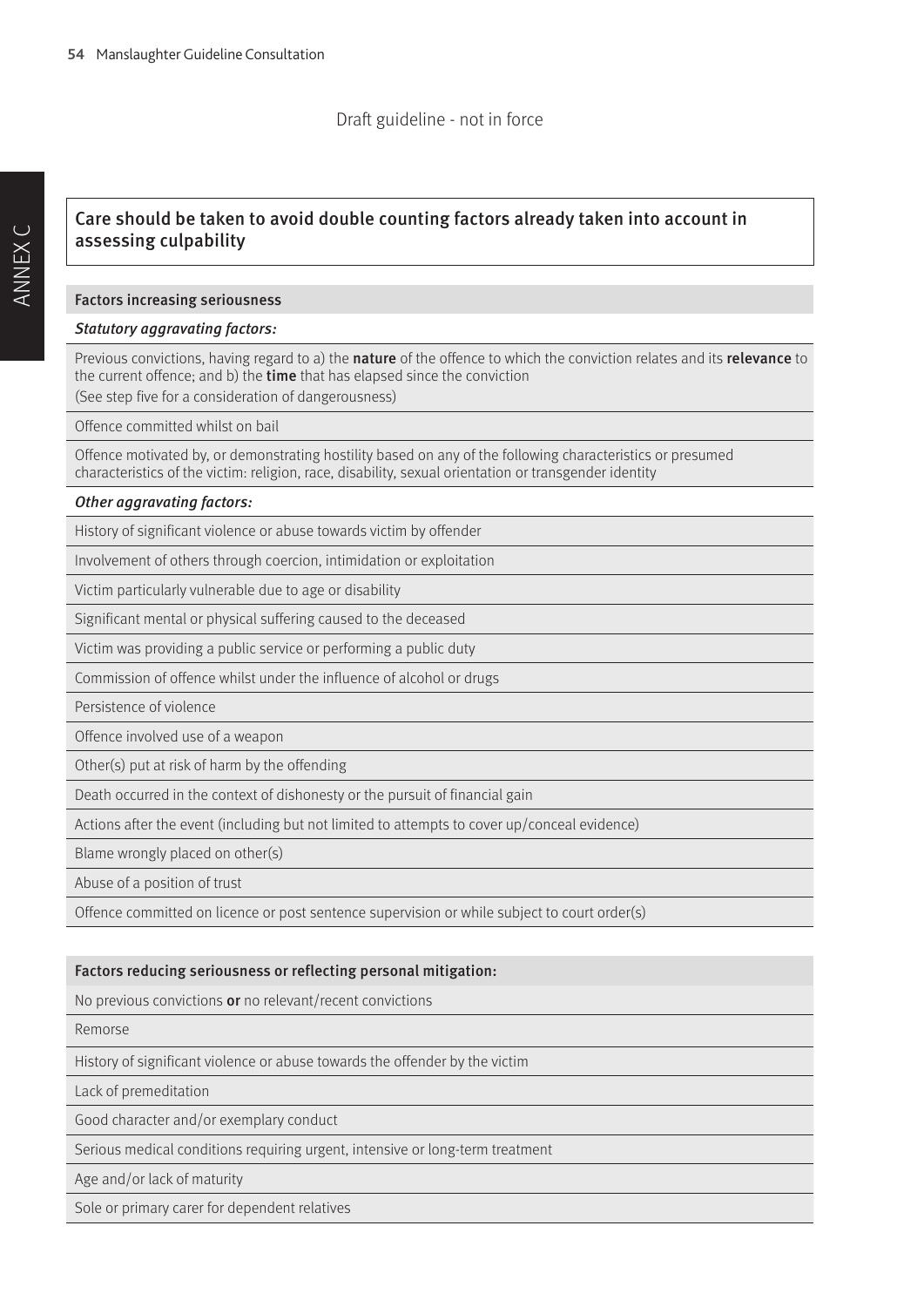Draft guideline - not in force

**Care should be taken to avoid double counting factors already taken into account in assessing culpability**

| Factors increasing seriousness |
| --- |
| ***Statutory aggravating factors:*** |
| Previous convictions, having regard to a) the **nature** of the offence to which the conviction relates and its **relevance** to the current offence; and b) the **time** that has elapsed since the conviction<br>(See step five for a consideration of dangerousness) |
| Offence committed whilst on bail |
| Offence motivated by, or demonstrating hostility based on any of the following characteristics or presumed characteristics of the victim: religion, race, disability, sexual orientation or transgender identity |
| ***Other aggravating factors:*** |
| History of significant violence or abuse towards victim by offender |
| Involvement of others through coercion, intimidation or exploitation |
| Victim particularly vulnerable due to age or disability |
| Significant mental or physical suffering caused to the deceased |
| Victim was providing a public service or performing a public duty |
| Commission of offence whilst under the influence of alcohol or drugs |
| Persistence of violence |
| Offence involved use of a weapon |
| Other(s) put at risk of harm by the offending |
| Death occurred in the context of dishonesty or the pursuit of financial gain |
| Actions after the event (including but not limited to attempts to cover up/conceal evidence) |
| Blame wrongly placed on other(s) |
| Abuse of a position of trust |
| Offence committed on licence or post sentence supervision or while subject to court order(s) |

| Factors reducing seriousness or reflecting personal mitigation: |
| --- |
| No previous convictions **or** no relevant/recent convictions |
| Remorse |
| History of significant violence or abuse towards the offender by the victim |
| Lack of premeditation |
| Good character and/or exemplary conduct |
| Serious medical conditions requiring urgent, intensive or long-term treatment |
| Age and/or lack of maturity |
| Sole or primary carer for dependent relatives |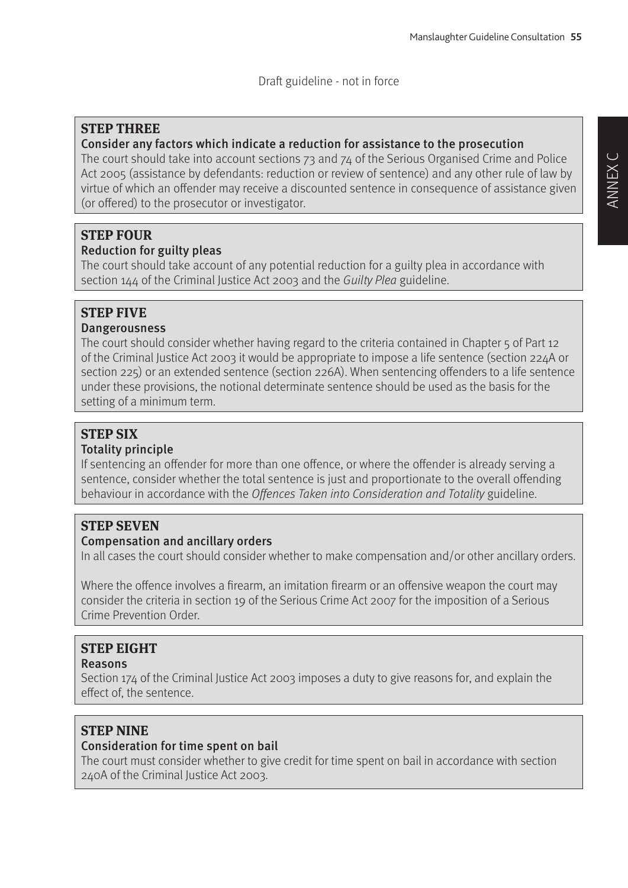Draft guideline - not in force

## STEP THREE

### Consider any factors which indicate a reduction for assistance to the prosecution

The court should take into account sections 73 and 74 of the Serious Organised Crime and Police Act 2005 (assistance by defendants: reduction or review of sentence) and any other rule of law by virtue of which an offender may receive a discounted sentence in consequence of assistance given (or offered) to the prosecutor or investigator.

## STEP FOUR

### Reduction for guilty pleas

The court should take account of any potential reduction for a guilty plea in accordance with section 144 of the Criminal Justice Act 2003 and the *Guilty Plea* guideline.

## STEP FIVE

### Dangerousness

The court should consider whether having regard to the criteria contained in Chapter 5 of Part 12 of the Criminal Justice Act 2003 it would be appropriate to impose a life sentence (section 224A or section 225) or an extended sentence (section 226A). When sentencing offenders to a life sentence under these provisions, the notional determinate sentence should be used as the basis for the setting of a minimum term.

## STEP SIX

### Totality principle

If sentencing an offender for more than one offence, or where the offender is already serving a sentence, consider whether the total sentence is just and proportionate to the overall offending behaviour in accordance with the *Offences Taken into Consideration and Totality* guideline.

## STEP SEVEN

### Compensation and ancillary orders

In all cases the court should consider whether to make compensation and/or other ancillary orders.

Where the offence involves a firearm, an imitation firearm or an offensive weapon the court may consider the criteria in section 19 of the Serious Crime Act 2007 for the imposition of a Serious Crime Prevention Order.

## STEP EIGHT

### Reasons

Section 174 of the Criminal Justice Act 2003 imposes a duty to give reasons for, and explain the effect of, the sentence.

## STEP NINE

### Consideration for time spent on bail

The court must consider whether to give credit for time spent on bail in accordance with section 240A of the Criminal Justice Act 2003.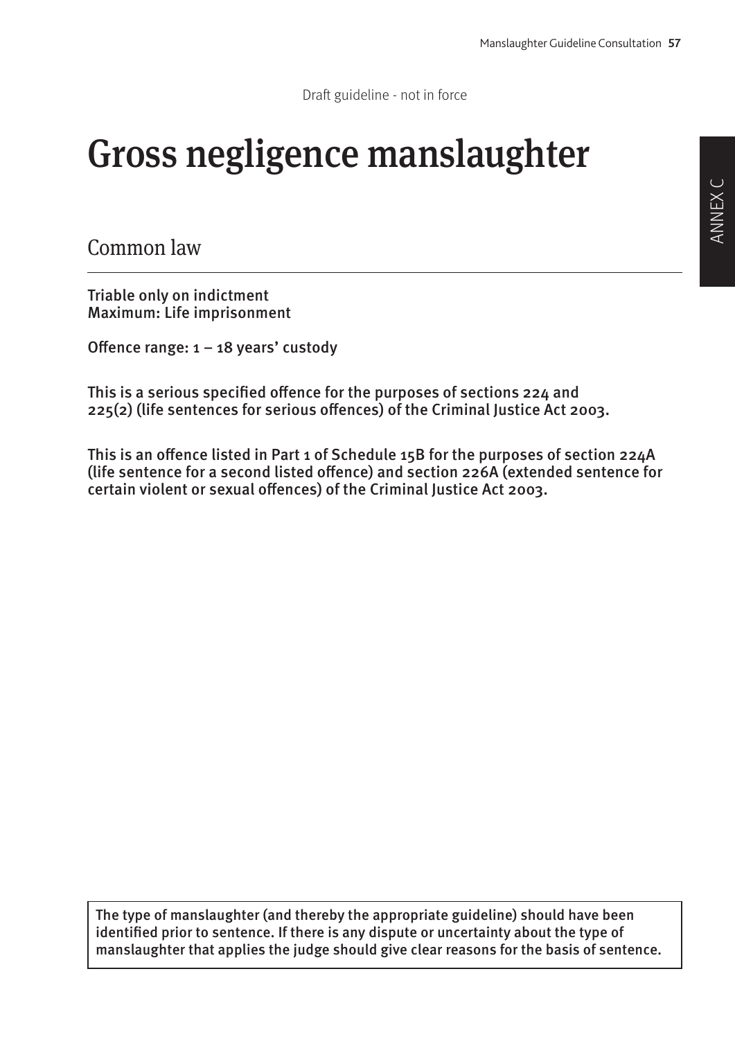Draft guideline - not in force

# Gross negligence manslaughter

## Common law

**Triable only on indictment**
**Maximum: Life imprisonment**

**Offence range: 1 – 18 years' custody**

**This is a serious specified offence for the purposes of sections 224 and 225(2) (life sentences for serious offences) of the Criminal Justice Act 2003.**

**This is an offence listed in Part 1 of Schedule 15B for the purposes of section 224A (life sentence for a second listed offence) and section 226A (extended sentence for certain violent or sexual offences) of the Criminal Justice Act 2003.**

**The type of manslaughter (and thereby the appropriate guideline) should have been identified prior to sentence. If there is any dispute or uncertainty about the type of manslaughter that applies the judge should give clear reasons for the basis of sentence.**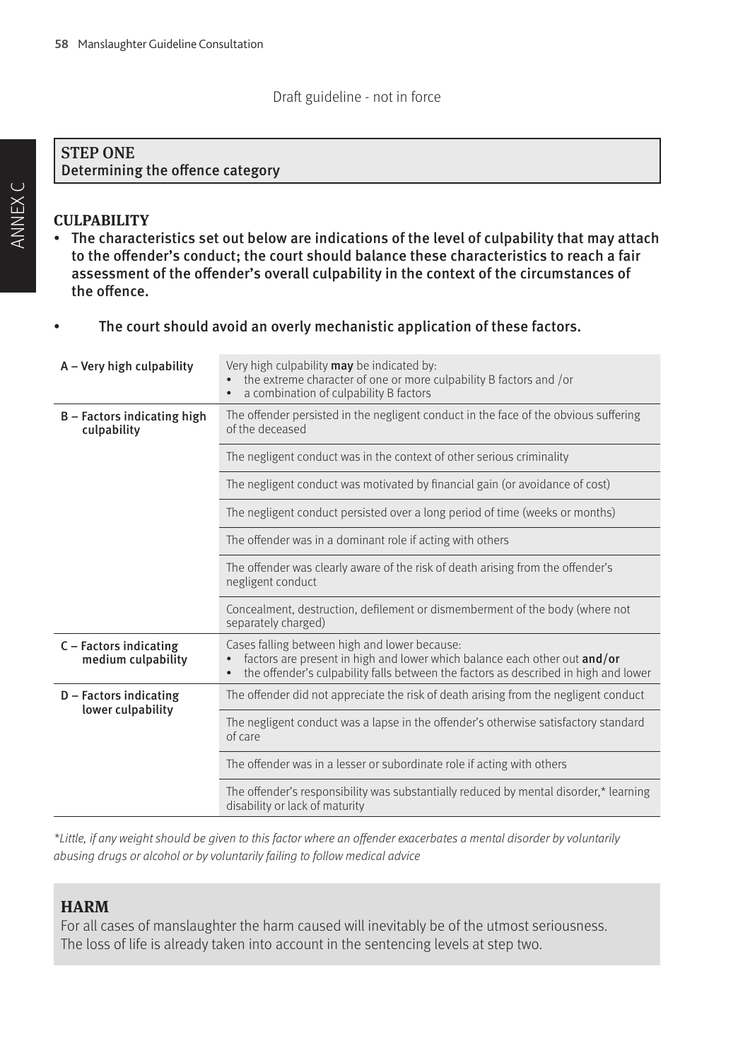Draft guideline - not in force

## STEP ONE
**Determining the offence category**

### CULPABILITY

- **The characteristics set out below are indications of the level of culpability that may attach to the offender's conduct; the court should balance these characteristics to reach a fair assessment of the offender's overall culpability in the context of the circumstances of the offence.**
- **The court should avoid an overly mechanistic application of these factors.**

| | |
|---|---|
| **A – Very high culpability** | Very high culpability **may** be indicated by:<br>• the extreme character of one or more culpability B factors and /or<br>• a combination of culpability B factors |
| **B – Factors indicating high culpability** | The offender persisted in the negligent conduct in the face of the obvious suffering of the deceased |
| | The negligent conduct was in the context of other serious criminality |
| | The negligent conduct was motivated by financial gain (or avoidance of cost) |
| | The negligent conduct persisted over a long period of time (weeks or months) |
| | The offender was in a dominant role if acting with others |
| | The offender was clearly aware of the risk of death arising from the offender's negligent conduct |
| | Concealment, destruction, defilement or dismemberment of the body (where not separately charged) |
| **C – Factors indicating medium culpability** | Cases falling between high and lower because:<br>• factors are present in high and lower which balance each other out **and/or**<br>• the offender's culpability falls between the factors as described in high and lower |
| **D – Factors indicating lower culpability** | The offender did not appreciate the risk of death arising from the negligent conduct |
| | The negligent conduct was a lapse in the offender's otherwise satisfactory standard of care |
| | The offender was in a lesser or subordinate role if acting with others |
| | The offender's responsibility was substantially reduced by mental disorder,* learning disability or lack of maturity |

*\*Little, if any weight should be given to this factor where an offender exacerbates a mental disorder by voluntarily abusing drugs or alcohol or by voluntarily failing to follow medical advice*

### HARM

For all cases of manslaughter the harm caused will inevitably be of the utmost seriousness. The loss of life is already taken into account in the sentencing levels at step two.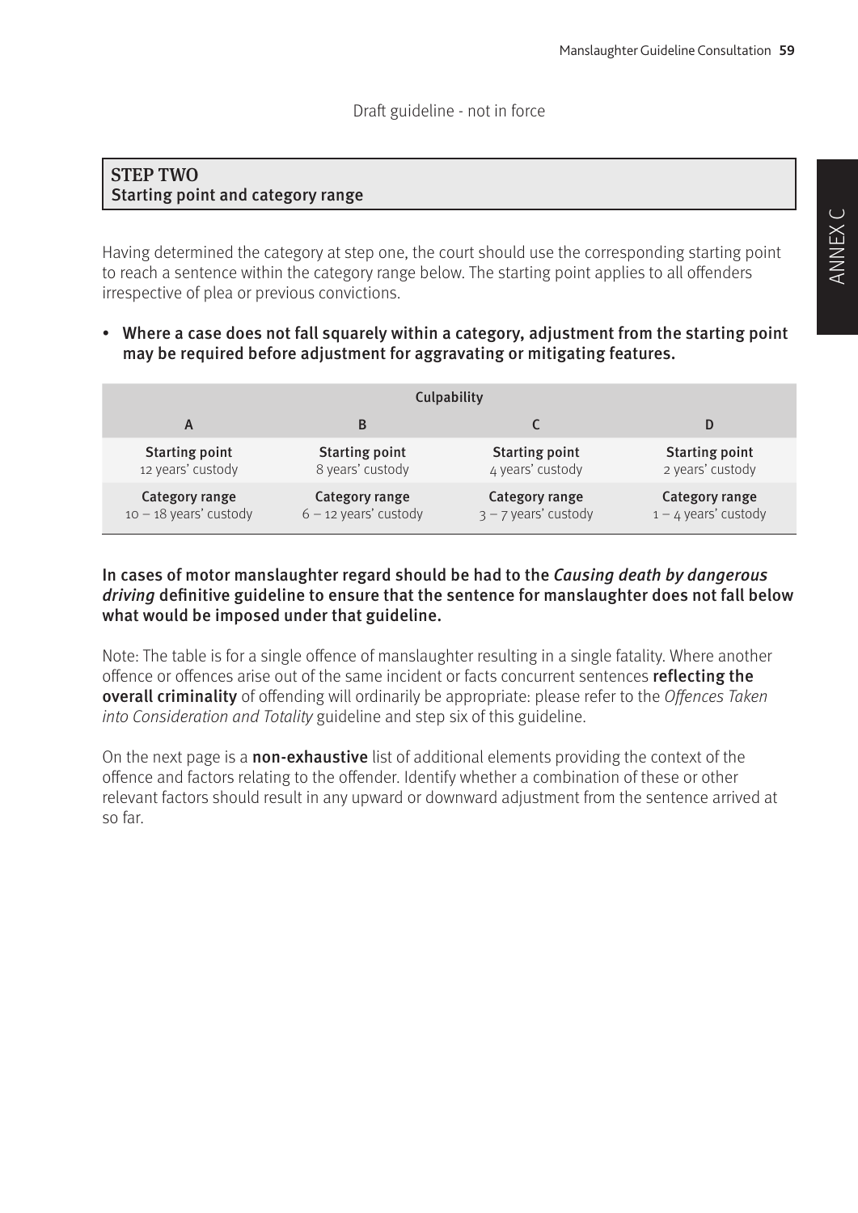Draft guideline - not in force

## STEP TWO
## Starting point and category range

Having determined the category at step one, the court should use the corresponding starting point to reach a sentence within the category range below. The starting point applies to all offenders irrespective of plea or previous convictions.

- **Where a case does not fall squarely within a category, adjustment from the starting point may be required before adjustment for aggravating or mitigating features.**

| Culpability | | | |
|---|---|---|---|
| A | B | C | D |
| **Starting point**<br>12 years' custody | **Starting point**<br>8 years' custody | **Starting point**<br>4 years' custody | **Starting point**<br>2 years' custody |
| **Category range**<br>10 – 18 years' custody | **Category range**<br>6 – 12 years' custody | **Category range**<br>3 – 7 years' custody | **Category range**<br>1 – 4 years' custody |

**In cases of motor manslaughter regard should be had to the *Causing death by dangerous driving* definitive guideline to ensure that the sentence for manslaughter does not fall below what would be imposed under that guideline.**

Note: The table is for a single offence of manslaughter resulting in a single fatality. Where another offence or offences arise out of the same incident or facts concurrent sentences **reflecting the overall criminality** of offending will ordinarily be appropriate: please refer to the *Offences Taken into Consideration and Totality* guideline and step six of this guideline.

On the next page is a **non-exhaustive** list of additional elements providing the context of the offence and factors relating to the offender. Identify whether a combination of these or other relevant factors should result in any upward or downward adjustment from the sentence arrived at so far.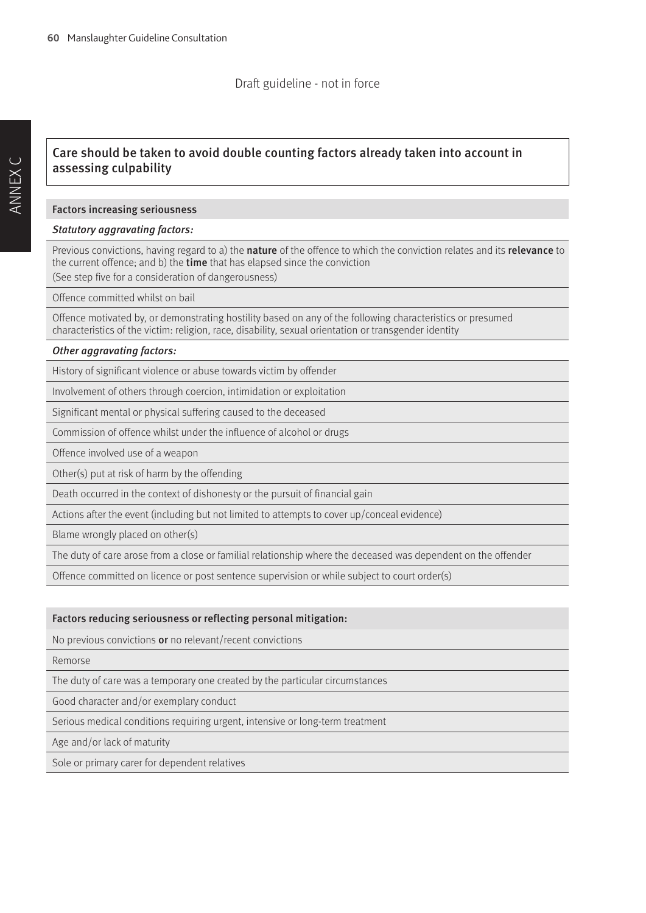Draft guideline - not in force

**Care should be taken to avoid double counting factors already taken into account in assessing culpability**

**Factors increasing seriousness**

***Statutory aggravating factors:***

Previous convictions, having regard to a) the **nature** of the offence to which the conviction relates and its **relevance** to the current offence; and b) the **time** that has elapsed since the conviction
(See step five for a consideration of dangerousness)

Offence committed whilst on bail

Offence motivated by, or demonstrating hostility based on any of the following characteristics or presumed characteristics of the victim: religion, race, disability, sexual orientation or transgender identity

***Other aggravating factors:***

History of significant violence or abuse towards victim by offender

Involvement of others through coercion, intimidation or exploitation

Significant mental or physical suffering caused to the deceased

Commission of offence whilst under the influence of alcohol or drugs

Offence involved use of a weapon

Other(s) put at risk of harm by the offending

Death occurred in the context of dishonesty or the pursuit of financial gain

Actions after the event (including but not limited to attempts to cover up/conceal evidence)

Blame wrongly placed on other(s)

The duty of care arose from a close or familial relationship where the deceased was dependent on the offender

Offence committed on licence or post sentence supervision or while subject to court order(s)

**Factors reducing seriousness or reflecting personal mitigation:**

No previous convictions **or** no relevant/recent convictions

Remorse

The duty of care was a temporary one created by the particular circumstances

Good character and/or exemplary conduct

Serious medical conditions requiring urgent, intensive or long-term treatment

Age and/or lack of maturity

Sole or primary carer for dependent relatives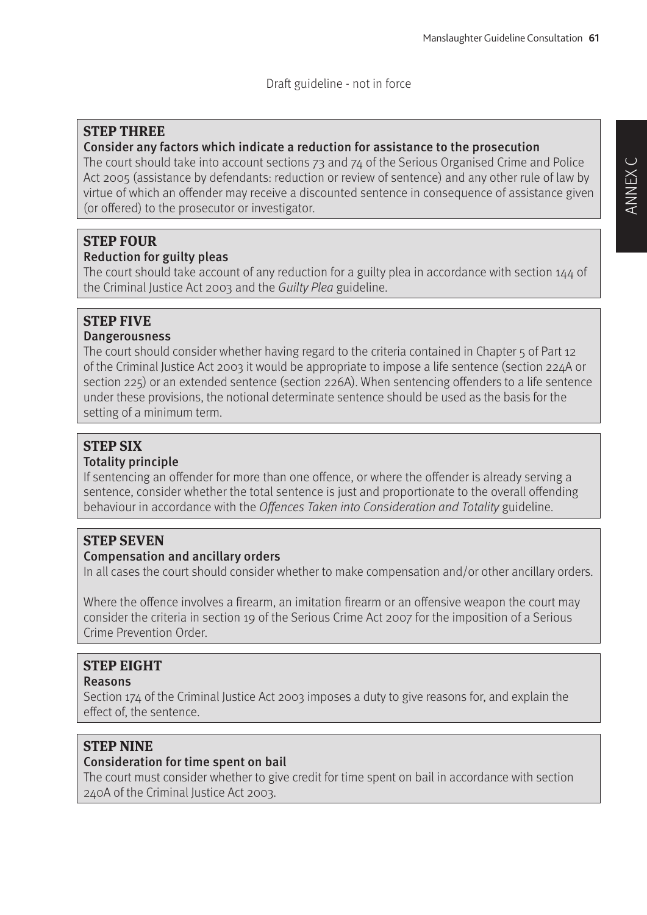Draft guideline - not in force

## STEP THREE

**Consider any factors which indicate a reduction for assistance to the prosecution**

The court should take into account sections 73 and 74 of the Serious Organised Crime and Police Act 2005 (assistance by defendants: reduction or review of sentence) and any other rule of law by virtue of which an offender may receive a discounted sentence in consequence of assistance given (or offered) to the prosecutor or investigator.

## STEP FOUR

**Reduction for guilty pleas**

The court should take account of any reduction for a guilty plea in accordance with section 144 of the Criminal Justice Act 2003 and the *Guilty Plea* guideline.

## STEP FIVE

**Dangerousness**

The court should consider whether having regard to the criteria contained in Chapter 5 of Part 12 of the Criminal Justice Act 2003 it would be appropriate to impose a life sentence (section 224A or section 225) or an extended sentence (section 226A). When sentencing offenders to a life sentence under these provisions, the notional determinate sentence should be used as the basis for the setting of a minimum term.

## STEP SIX

**Totality principle**

If sentencing an offender for more than one offence, or where the offender is already serving a sentence, consider whether the total sentence is just and proportionate to the overall offending behaviour in accordance with the *Offences Taken into Consideration and Totality* guideline.

## STEP SEVEN

**Compensation and ancillary orders**

In all cases the court should consider whether to make compensation and/or other ancillary orders.

Where the offence involves a firearm, an imitation firearm or an offensive weapon the court may consider the criteria in section 19 of the Serious Crime Act 2007 for the imposition of a Serious Crime Prevention Order.

## STEP EIGHT

**Reasons**

Section 174 of the Criminal Justice Act 2003 imposes a duty to give reasons for, and explain the effect of, the sentence.

## STEP NINE

**Consideration for time spent on bail**

The court must consider whether to give credit for time spent on bail in accordance with section 240A of the Criminal Justice Act 2003.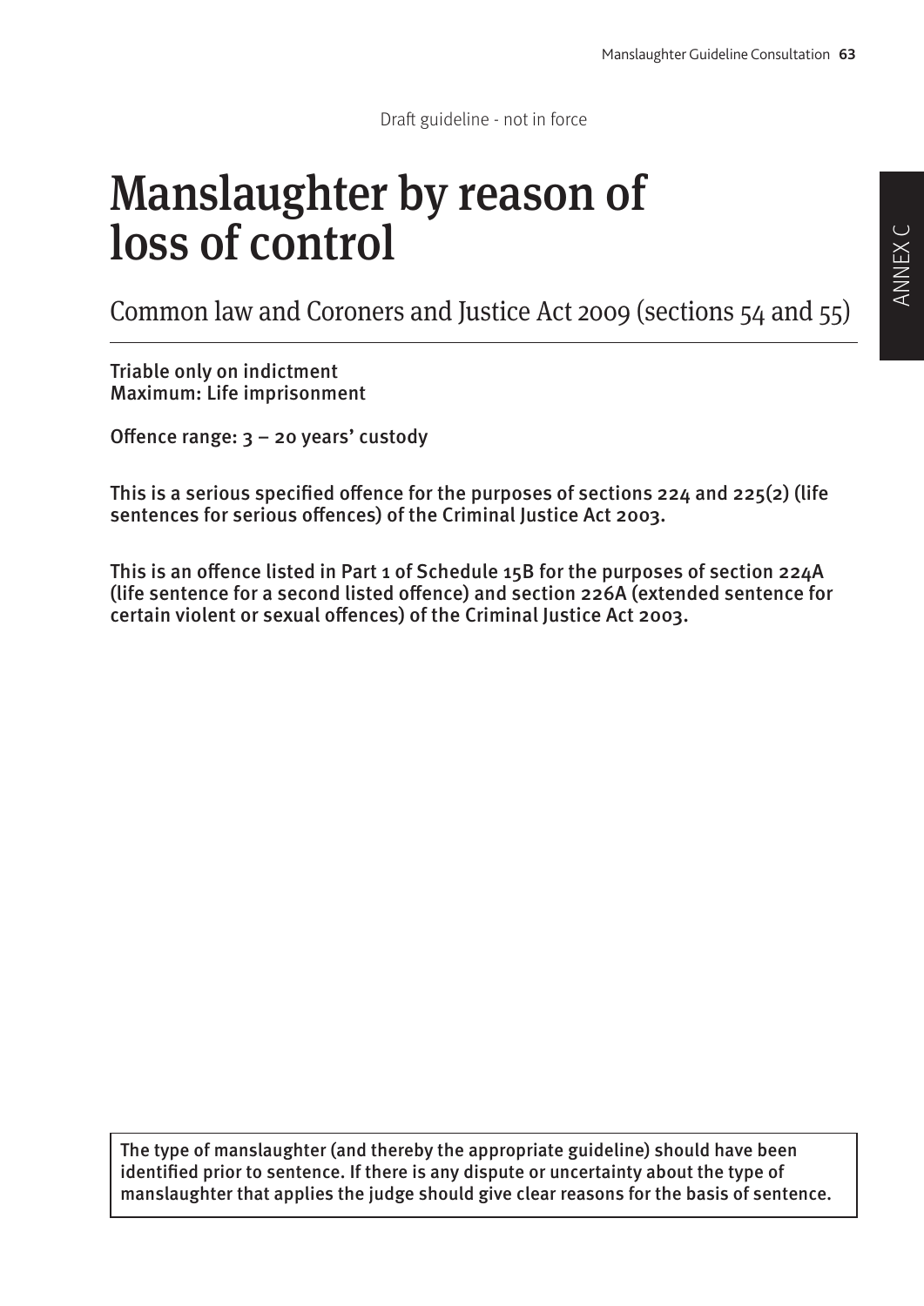Draft guideline - not in force

# Manslaughter by reason of loss of control

Common law and Coroners and Justice Act 2009 (sections 54 and 55)

**Triable only on indictment**
**Maximum: Life imprisonment**

**Offence range: 3 – 20 years' custody**

**This is a serious specified offence for the purposes of sections 224 and 225(2) (life sentences for serious offences) of the Criminal Justice Act 2003.**

**This is an offence listed in Part 1 of Schedule 15B for the purposes of section 224A (life sentence for a second listed offence) and section 226A (extended sentence for certain violent or sexual offences) of the Criminal Justice Act 2003.**

The type of manslaughter (and thereby the appropriate guideline) should have been identified prior to sentence. If there is any dispute or uncertainty about the type of manslaughter that applies the judge should give clear reasons for the basis of sentence.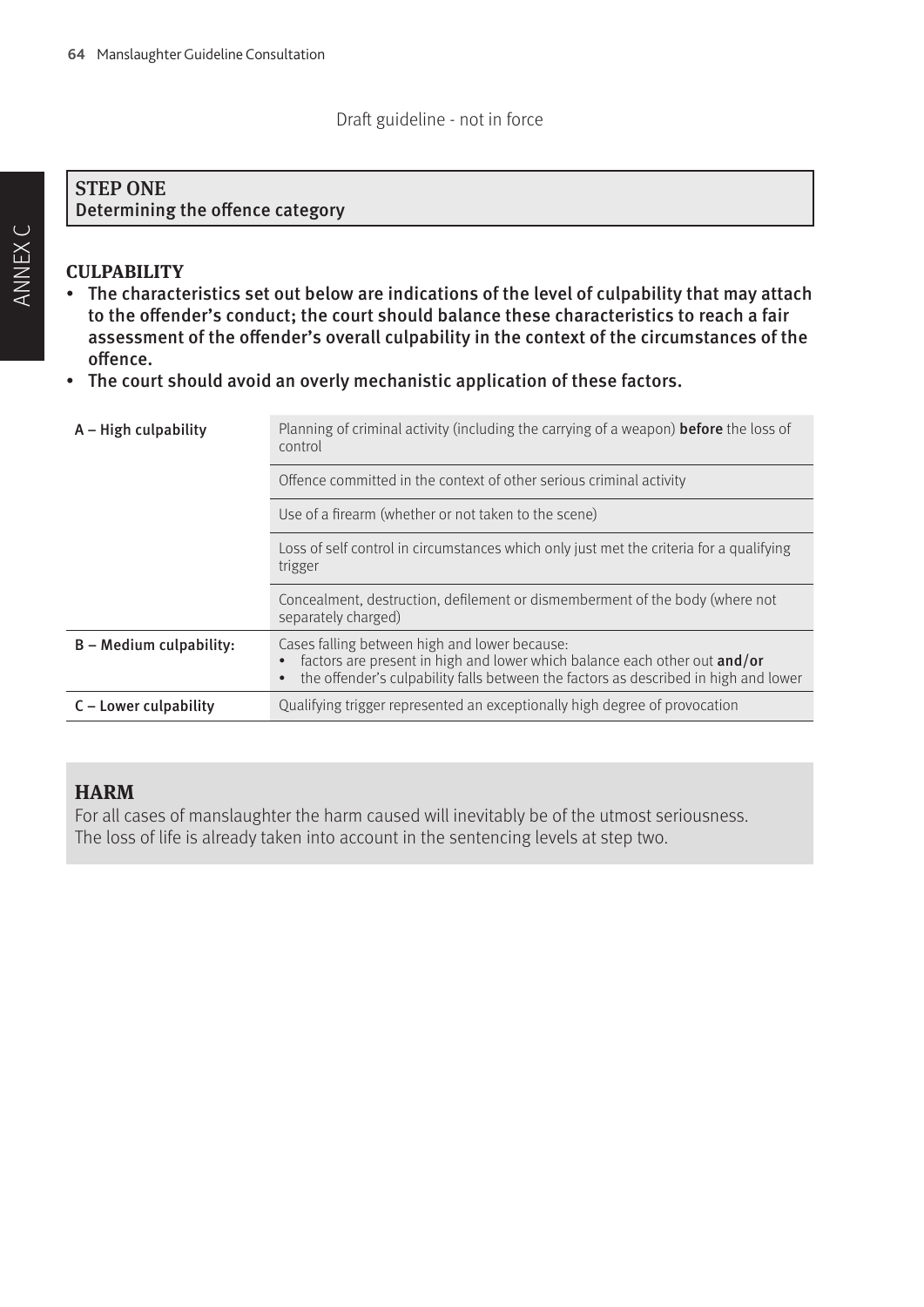Draft guideline - not in force

## STEP ONE
**Determining the offence category**

### CULPABILITY

- **The characteristics set out below are indications of the level of culpability that may attach to the offender's conduct; the court should balance these characteristics to reach a fair assessment of the offender's overall culpability in the context of the circumstances of the offence.**
- **The court should avoid an overly mechanistic application of these factors.**

| | |
|---|---|
| A – High culpability | Planning of criminal activity (including the carrying of a weapon) **before** the loss of control |
| | Offence committed in the context of other serious criminal activity |
| | Use of a firearm (whether or not taken to the scene) |
| | Loss of self control in circumstances which only just met the criteria for a qualifying trigger |
| | Concealment, destruction, defilement or dismemberment of the body (where not separately charged) |
| B – Medium culpability: | Cases falling between high and lower because: <br>• factors are present in high and lower which balance each other out **and/or** <br>• the offender's culpability falls between the factors as described in high and lower |
| C – Lower culpability | Qualifying trigger represented an exceptionally high degree of provocation |

### HARM

For all cases of manslaughter the harm caused will inevitably be of the utmost seriousness.
The loss of life is already taken into account in the sentencing levels at step two.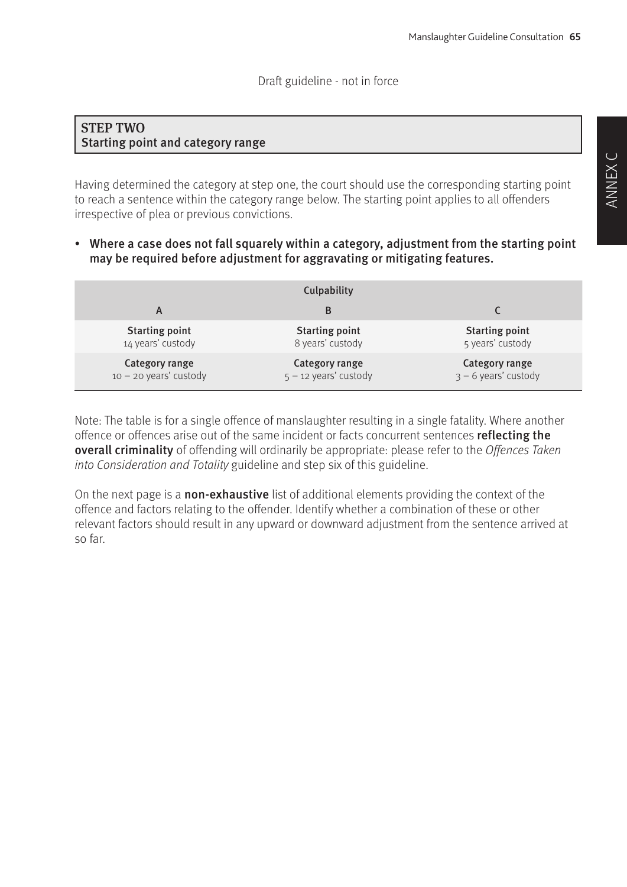Draft guideline - not in force

## STEP TWO
## Starting point and category range

Having determined the category at step one, the court should use the corresponding starting point to reach a sentence within the category range below. The starting point applies to all offenders irrespective of plea or previous convictions.

- **Where a case does not fall squarely within a category, adjustment from the starting point may be required before adjustment for aggravating or mitigating features.**

| Culpability | | |
|---|---|---|
| A | B | C |
| **Starting point**<br>14 years' custody | **Starting point**<br>8 years' custody | **Starting point**<br>5 years' custody |
| **Category range**<br>10 – 20 years' custody | **Category range**<br>5 – 12 years' custody | **Category range**<br>3 – 6 years' custody |

Note: The table is for a single offence of manslaughter resulting in a single fatality. Where another offence or offences arise out of the same incident or facts concurrent sentences **reflecting the overall criminality** of offending will ordinarily be appropriate: please refer to the *Offences Taken into Consideration and Totality* guideline and step six of this guideline.

On the next page is a **non-exhaustive** list of additional elements providing the context of the offence and factors relating to the offender. Identify whether a combination of these or other relevant factors should result in any upward or downward adjustment from the sentence arrived at so far.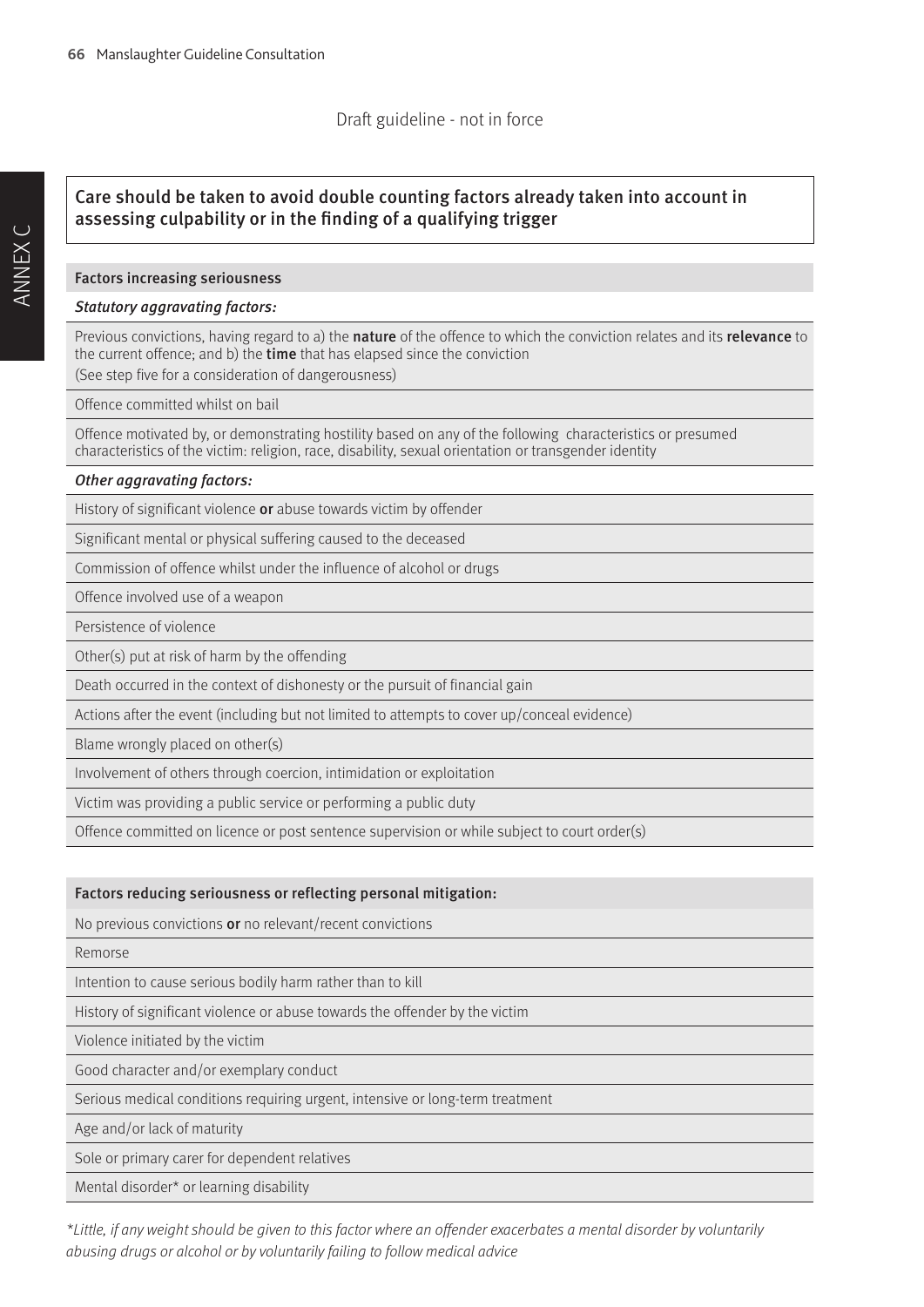Draft guideline - not in force

**Care should be taken to avoid double counting factors already taken into account in assessing culpability or in the finding of a qualifying trigger**

| Factors increasing seriousness |
|---|
| ***Statutory aggravating factors:*** |
| Previous convictions, having regard to a) the **nature** of the offence to which the conviction relates and its **relevance** to the current offence; and b) the **time** that has elapsed since the conviction<br>(See step five for a consideration of dangerousness) |
| Offence committed whilst on bail |
| Offence motivated by, or demonstrating hostility based on any of the following characteristics or presumed characteristics of the victim: religion, race, disability, sexual orientation or transgender identity |
| ***Other aggravating factors:*** |
| History of significant violence **or** abuse towards victim by offender |
| Significant mental or physical suffering caused to the deceased |
| Commission of offence whilst under the influence of alcohol or drugs |
| Offence involved use of a weapon |
| Persistence of violence |
| Other(s) put at risk of harm by the offending |
| Death occurred in the context of dishonesty or the pursuit of financial gain |
| Actions after the event (including but not limited to attempts to cover up/conceal evidence) |
| Blame wrongly placed on other(s) |
| Involvement of others through coercion, intimidation or exploitation |
| Victim was providing a public service or performing a public duty |
| Offence committed on licence or post sentence supervision or while subject to court order(s) |

| Factors reducing seriousness or reflecting personal mitigation: |
|---|
| No previous convictions **or** no relevant/recent convictions |
| Remorse |
| Intention to cause serious bodily harm rather than to kill |
| History of significant violence or abuse towards the offender by the victim |
| Violence initiated by the victim |
| Good character and/or exemplary conduct |
| Serious medical conditions requiring urgent, intensive or long-term treatment |
| Age and/or lack of maturity |
| Sole or primary carer for dependent relatives |
| Mental disorder* or learning disability |

*\*Little, if any weight should be given to this factor where an offender exacerbates a mental disorder by voluntarily abusing drugs or alcohol or by voluntarily failing to follow medical advice*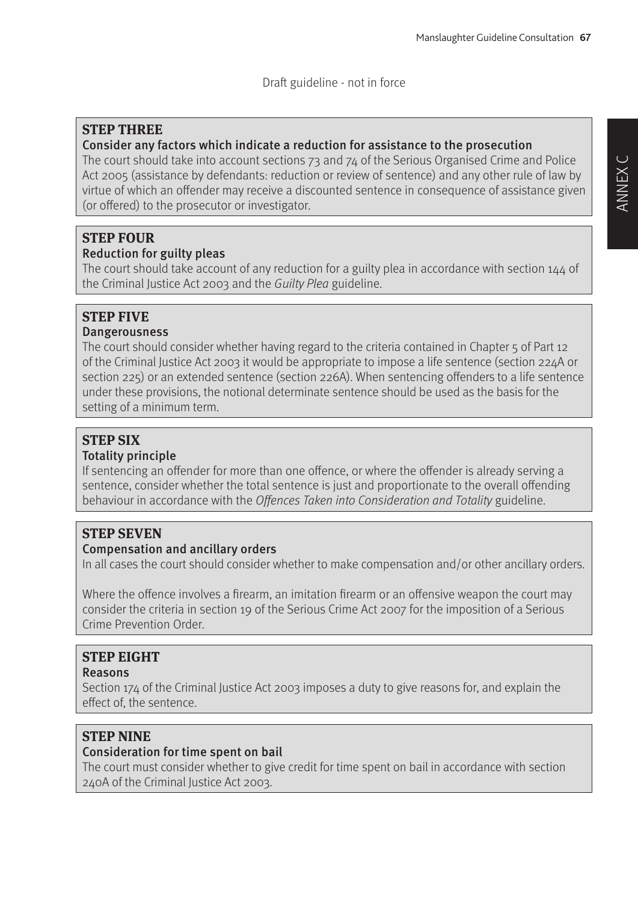Draft guideline - not in force

**STEP THREE**

**Consider any factors which indicate a reduction for assistance to the prosecution**

The court should take into account sections 73 and 74 of the Serious Organised Crime and Police Act 2005 (assistance by defendants: reduction or review of sentence) and any other rule of law by virtue of which an offender may receive a discounted sentence in consequence of assistance given (or offered) to the prosecutor or investigator.

**STEP FOUR**

**Reduction for guilty pleas**

The court should take account of any reduction for a guilty plea in accordance with section 144 of the Criminal Justice Act 2003 and the *Guilty Plea* guideline.

**STEP FIVE**

**Dangerousness**

The court should consider whether having regard to the criteria contained in Chapter 5 of Part 12 of the Criminal Justice Act 2003 it would be appropriate to impose a life sentence (section 224A or section 225) or an extended sentence (section 226A). When sentencing offenders to a life sentence under these provisions, the notional determinate sentence should be used as the basis for the setting of a minimum term.

**STEP SIX**

**Totality principle**

If sentencing an offender for more than one offence, or where the offender is already serving a sentence, consider whether the total sentence is just and proportionate to the overall offending behaviour in accordance with the *Offences Taken into Consideration and Totality* guideline.

**STEP SEVEN**

**Compensation and ancillary orders**

In all cases the court should consider whether to make compensation and/or other ancillary orders.

Where the offence involves a firearm, an imitation firearm or an offensive weapon the court may consider the criteria in section 19 of the Serious Crime Act 2007 for the imposition of a Serious Crime Prevention Order.

**STEP EIGHT**

**Reasons**

Section 174 of the Criminal Justice Act 2003 imposes a duty to give reasons for, and explain the effect of, the sentence.

**STEP NINE**

**Consideration for time spent on bail**

The court must consider whether to give credit for time spent on bail in accordance with section 240A of the Criminal Justice Act 2003.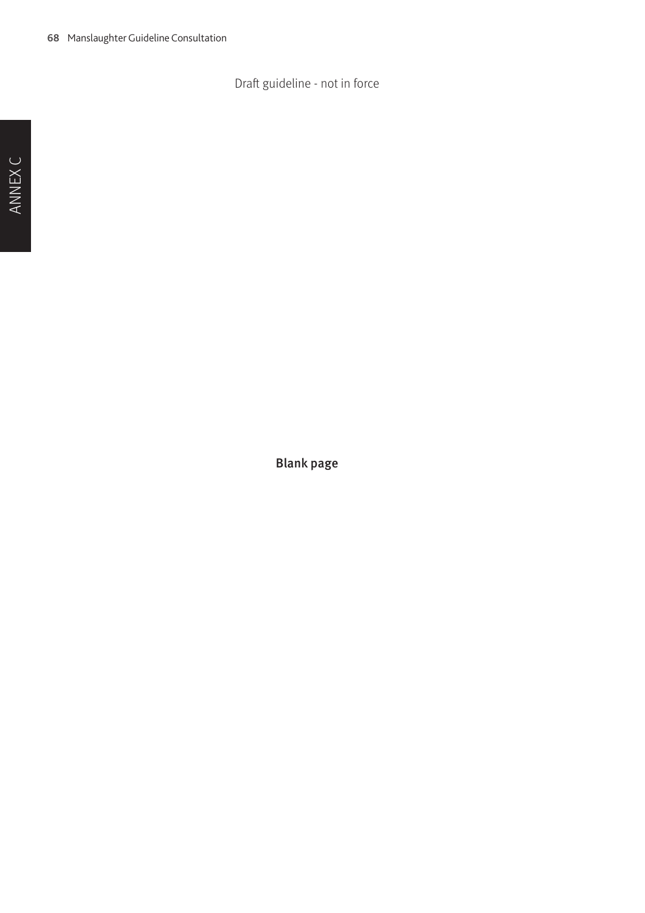Draft guideline - not in force

**Blank page**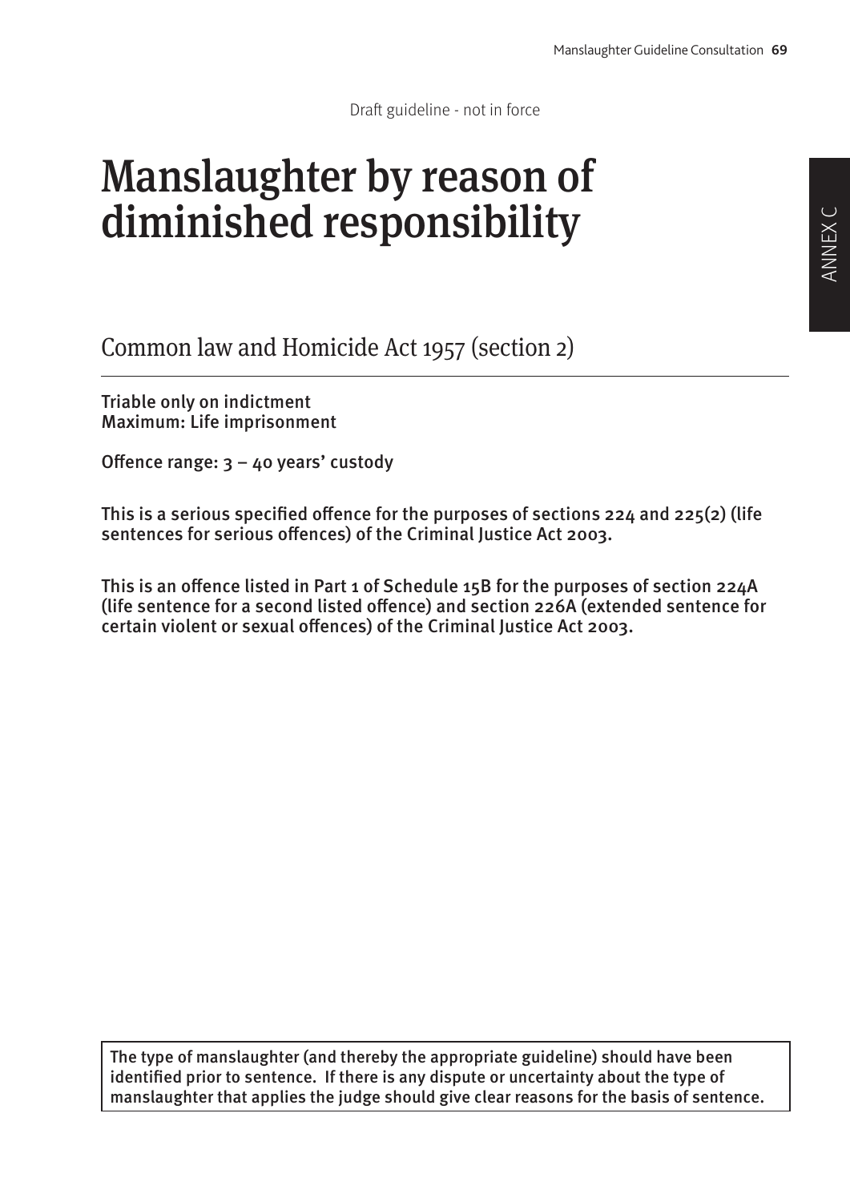Draft guideline - not in force

# Manslaughter by reason of diminished responsibility

## Common law and Homicide Act 1957 (section 2)

**Triable only on indictment**
**Maximum: Life imprisonment**

**Offence range: 3 – 40 years' custody**

**This is a serious specified offence for the purposes of sections 224 and 225(2) (life sentences for serious offences) of the Criminal Justice Act 2003.**

**This is an offence listed in Part 1 of Schedule 15B for the purposes of section 224A (life sentence for a second listed offence) and section 226A (extended sentence for certain violent or sexual offences) of the Criminal Justice Act 2003.**

**The type of manslaughter (and thereby the appropriate guideline) should have been identified prior to sentence. If there is any dispute or uncertainty about the type of manslaughter that applies the judge should give clear reasons for the basis of sentence.**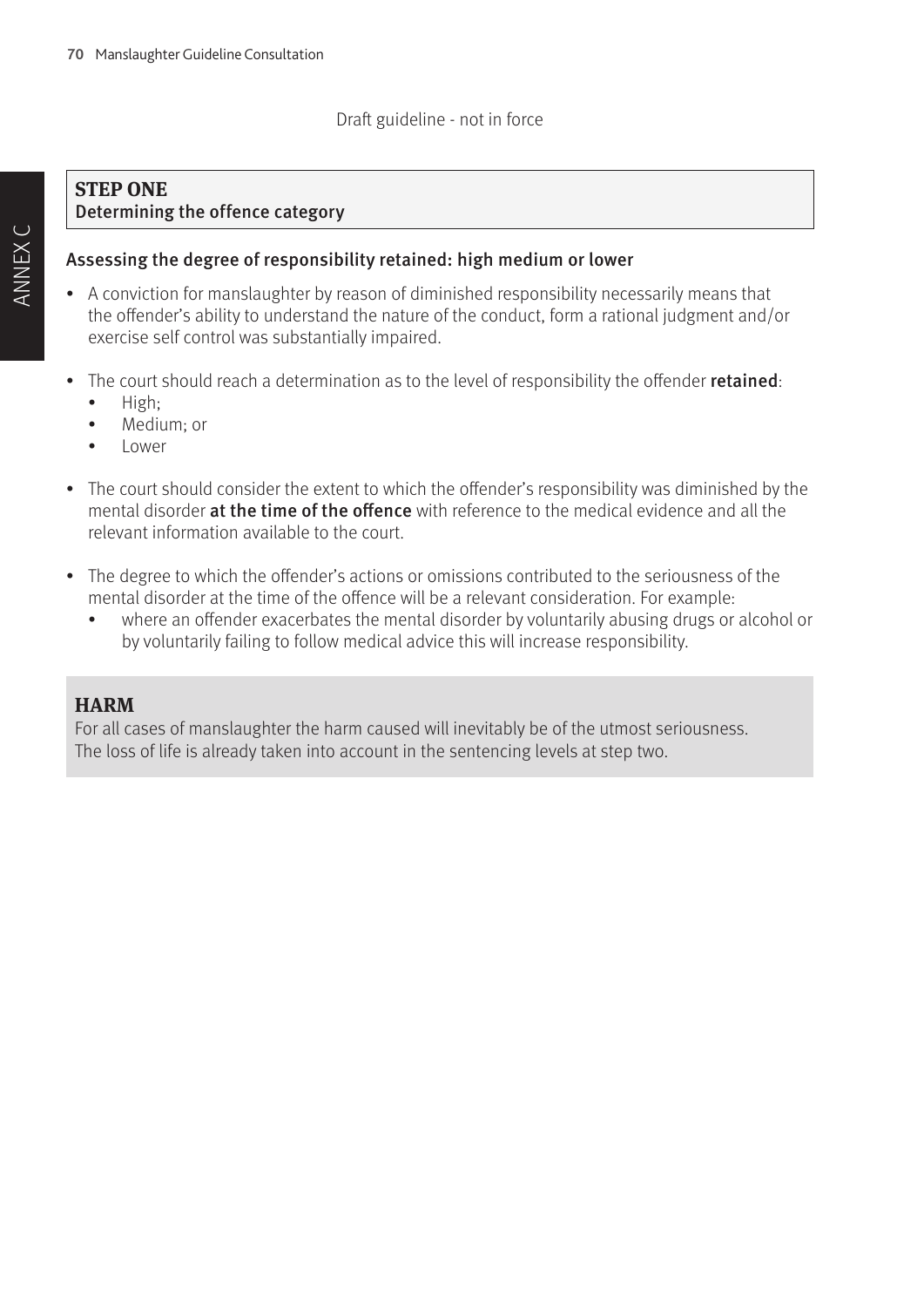Draft guideline - not in force

## STEP ONE
**Determining the offence category**

### Assessing the degree of responsibility retained: high medium or lower

- A conviction for manslaughter by reason of diminished responsibility necessarily means that the offender's ability to understand the nature of the conduct, form a rational judgment and/or exercise self control was substantially impaired.
- The court should reach a determination as to the level of responsibility the offender **retained**:
  - High;
  - Medium; or
  - Lower
- The court should consider the extent to which the offender's responsibility was diminished by the mental disorder **at the time of the offence** with reference to the medical evidence and all the relevant information available to the court.
- The degree to which the offender's actions or omissions contributed to the seriousness of the mental disorder at the time of the offence will be a relevant consideration. For example:
  - where an offender exacerbates the mental disorder by voluntarily abusing drugs or alcohol or by voluntarily failing to follow medical advice this will increase responsibility.

## HARM

For all cases of manslaughter the harm caused will inevitably be of the utmost seriousness. The loss of life is already taken into account in the sentencing levels at step two.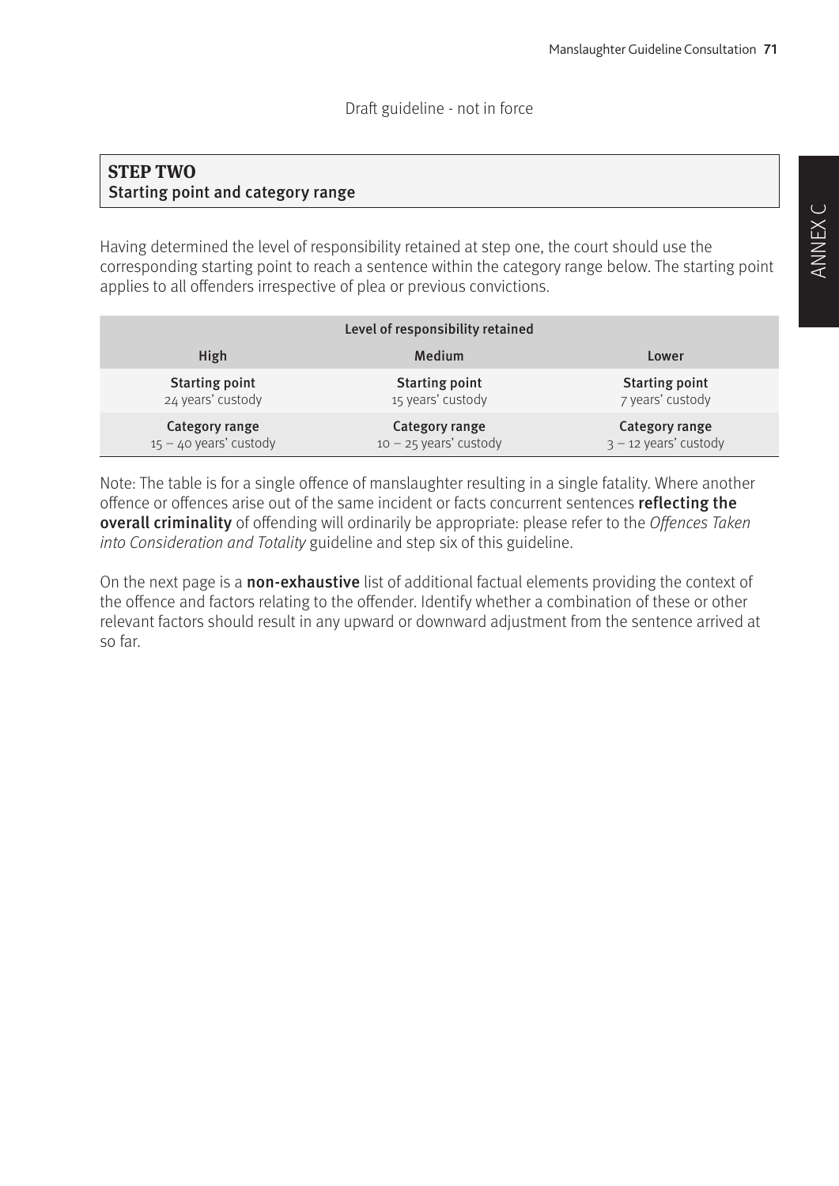Draft guideline - not in force

## STEP TWO
### Starting point and category range

Having determined the level of responsibility retained at step one, the court should use the corresponding starting point to reach a sentence within the category range below. The starting point applies to all offenders irrespective of plea or previous convictions.

| Level of responsibility retained | | |
|---|---|---|
| High | Medium | Lower |
| **Starting point**<br>24 years' custody | **Starting point**<br>15 years' custody | **Starting point**<br>7 years' custody |
| **Category range**<br>15 – 40 years' custody | **Category range**<br>10 – 25 years' custody | **Category range**<br>3 – 12 years' custody |

Note: The table is for a single offence of manslaughter resulting in a single fatality. Where another offence or offences arise out of the same incident or facts concurrent sentences **reflecting the overall criminality** of offending will ordinarily be appropriate: please refer to the *Offences Taken into Consideration and Totality* guideline and step six of this guideline.

On the next page is a **non-exhaustive** list of additional factual elements providing the context of the offence and factors relating to the offender. Identify whether a combination of these or other relevant factors should result in any upward or downward adjustment from the sentence arrived at so far.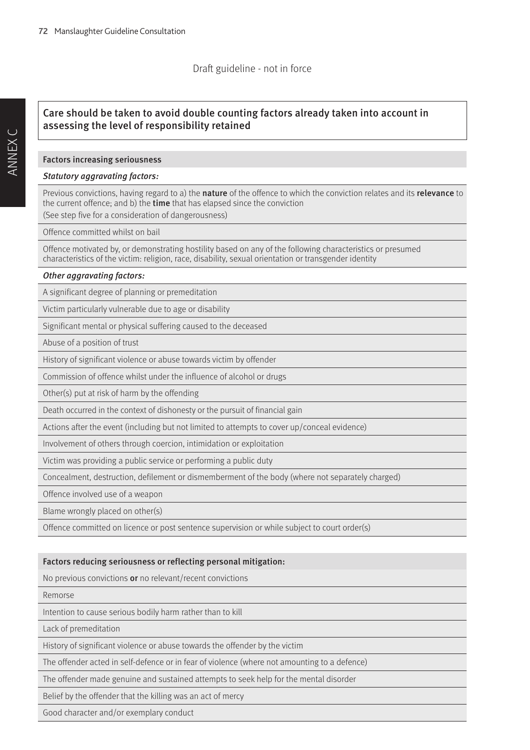Draft guideline - not in force

**Care should be taken to avoid double counting factors already taken into account in assessing the level of responsibility retained**

| Factors increasing seriousness |
|---|
| ***Statutory aggravating factors:*** |
| Previous convictions, having regard to a) the **nature** of the offence to which the conviction relates and its **relevance** to the current offence; and b) the **time** that has elapsed since the conviction<br>(See step five for a consideration of dangerousness) |
| Offence committed whilst on bail |
| Offence motivated by, or demonstrating hostility based on any of the following characteristics or presumed characteristics of the victim: religion, race, disability, sexual orientation or transgender identity |
| ***Other aggravating factors:*** |
| A significant degree of planning or premeditation |
| Victim particularly vulnerable due to age or disability |
| Significant mental or physical suffering caused to the deceased |
| Abuse of a position of trust |
| History of significant violence or abuse towards victim by offender |
| Commission of offence whilst under the influence of alcohol or drugs |
| Other(s) put at risk of harm by the offending |
| Death occurred in the context of dishonesty or the pursuit of financial gain |
| Actions after the event (including but not limited to attempts to cover up/conceal evidence) |
| Involvement of others through coercion, intimidation or exploitation |
| Victim was providing a public service or performing a public duty |
| Concealment, destruction, defilement or dismemberment of the body (where not separately charged) |
| Offence involved use of a weapon |
| Blame wrongly placed on other(s) |
| Offence committed on licence or post sentence supervision or while subject to court order(s) |

| Factors reducing seriousness or reflecting personal mitigation: |
|---|
| No previous convictions **or** no relevant/recent convictions |
| Remorse |
| Intention to cause serious bodily harm rather than to kill |
| Lack of premeditation |
| History of significant violence or abuse towards the offender by the victim |
| The offender acted in self-defence or in fear of violence (where not amounting to a defence) |
| The offender made genuine and sustained attempts to seek help for the mental disorder |
| Belief by the offender that the killing was an act of mercy |
| Good character and/or exemplary conduct |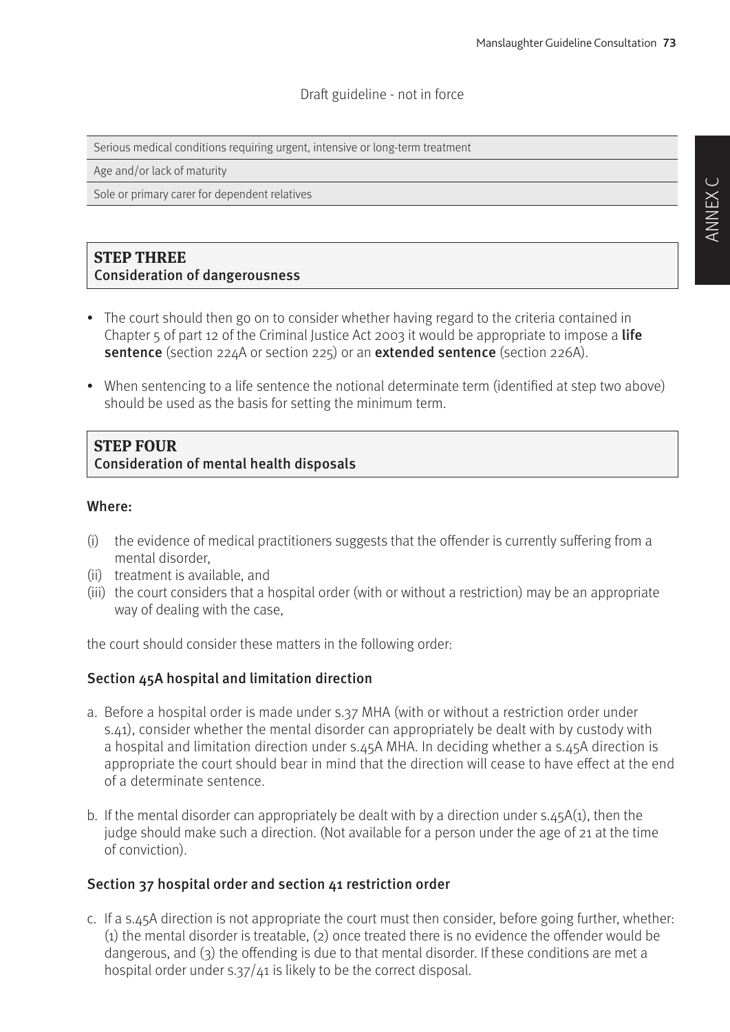Draft guideline - not in force

| Serious medical conditions requiring urgent, intensive or long-term treatment |
| --- |
| Age and/or lack of maturity |
| Sole or primary carer for dependent relatives |

## STEP THREE
## Consideration of dangerousness

- The court should then go on to consider whether having regard to the criteria contained in Chapter 5 of part 12 of the Criminal Justice Act 2003 it would be appropriate to impose a **life sentence** (section 224A or section 225) or an **extended sentence** (section 226A).
- When sentencing to a life sentence the notional determinate term (identified at step two above) should be used as the basis for setting the minimum term.

## STEP FOUR
## Consideration of mental health disposals

### Where:

(i) the evidence of medical practitioners suggests that the offender is currently suffering from a mental disorder,
(ii) treatment is available, and
(iii) the court considers that a hospital order (with or without a restriction) may be an appropriate way of dealing with the case,

the court should consider these matters in the following order:

### Section 45A hospital and limitation direction

a. Before a hospital order is made under s.37 MHA (with or without a restriction order under s.41), consider whether the mental disorder can appropriately be dealt with by custody with a hospital and limitation direction under s.45A MHA. In deciding whether a s.45A direction is appropriate the court should bear in mind that the direction will cease to have effect at the end of a determinate sentence.

b. If the mental disorder can appropriately be dealt with by a direction under s.45A(1), then the judge should make such a direction. (Not available for a person under the age of 21 at the time of conviction).

### Section 37 hospital order and section 41 restriction order

c. If a s.45A direction is not appropriate the court must then consider, before going further, whether: (1) the mental disorder is treatable, (2) once treated there is no evidence the offender would be dangerous, and (3) the offending is due to that mental disorder. If these conditions are met a hospital order under s.37/41 is likely to be the correct disposal.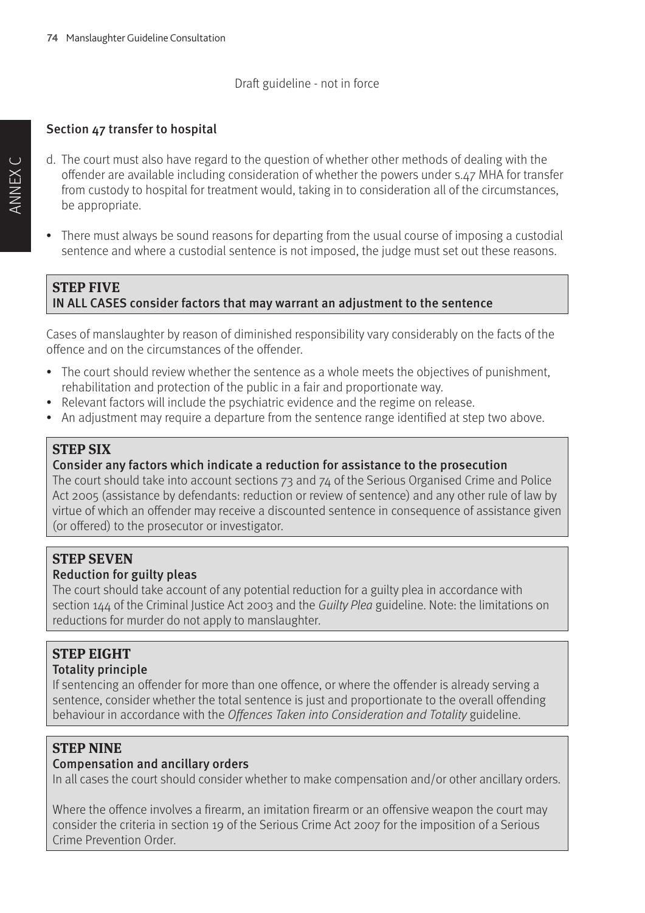Draft guideline - not in force

### Section 47 transfer to hospital

d. The court must also have regard to the question of whether other methods of dealing with the offender are available including consideration of whether the powers under s.47 MHA for transfer from custody to hospital for treatment would, taking in to consideration all of the circumstances, be appropriate.

- There must always be sound reasons for departing from the usual course of imposing a custodial sentence and where a custodial sentence is not imposed, the judge must set out these reasons.

## STEP FIVE
### IN ALL CASES consider factors that may warrant an adjustment to the sentence

Cases of manslaughter by reason of diminished responsibility vary considerably on the facts of the offence and on the circumstances of the offender.

- The court should review whether the sentence as a whole meets the objectives of punishment, rehabilitation and protection of the public in a fair and proportionate way.
- Relevant factors will include the psychiatric evidence and the regime on release.
- An adjustment may require a departure from the sentence range identified at step two above.

## STEP SIX
### Consider any factors which indicate a reduction for assistance to the prosecution

The court should take into account sections 73 and 74 of the Serious Organised Crime and Police Act 2005 (assistance by defendants: reduction or review of sentence) and any other rule of law by virtue of which an offender may receive a discounted sentence in consequence of assistance given (or offered) to the prosecutor or investigator.

## STEP SEVEN
### Reduction for guilty pleas

The court should take account of any potential reduction for a guilty plea in accordance with section 144 of the Criminal Justice Act 2003 and the *Guilty Plea* guideline. Note: the limitations on reductions for murder do not apply to manslaughter.

## STEP EIGHT
### Totality principle

If sentencing an offender for more than one offence, or where the offender is already serving a sentence, consider whether the total sentence is just and proportionate to the overall offending behaviour in accordance with the *Offences Taken into Consideration and Totality* guideline.

## STEP NINE
### Compensation and ancillary orders

In all cases the court should consider whether to make compensation and/or other ancillary orders.

Where the offence involves a firearm, an imitation firearm or an offensive weapon the court may consider the criteria in section 19 of the Serious Crime Act 2007 for the imposition of a Serious Crime Prevention Order.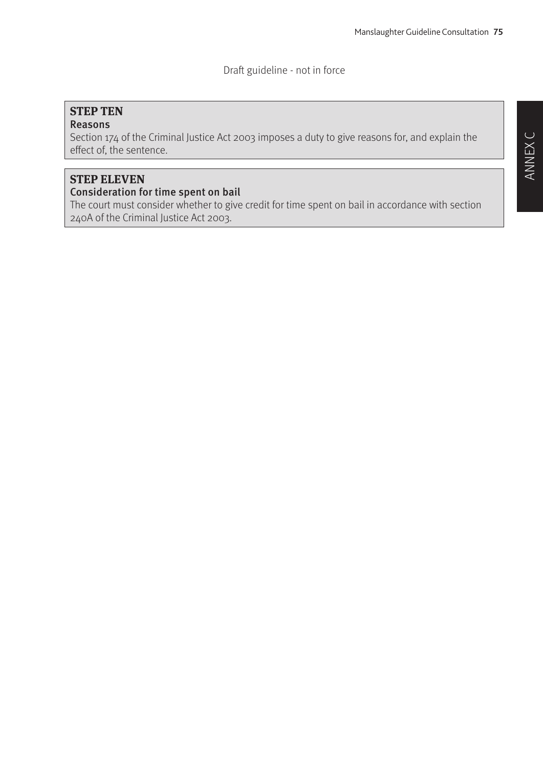Draft guideline - not in force

## STEP TEN

**Reasons**

Section 174 of the Criminal Justice Act 2003 imposes a duty to give reasons for, and explain the effect of, the sentence.

## STEP ELEVEN

**Consideration for time spent on bail**

The court must consider whether to give credit for time spent on bail in accordance with section 240A of the Criminal Justice Act 2003.